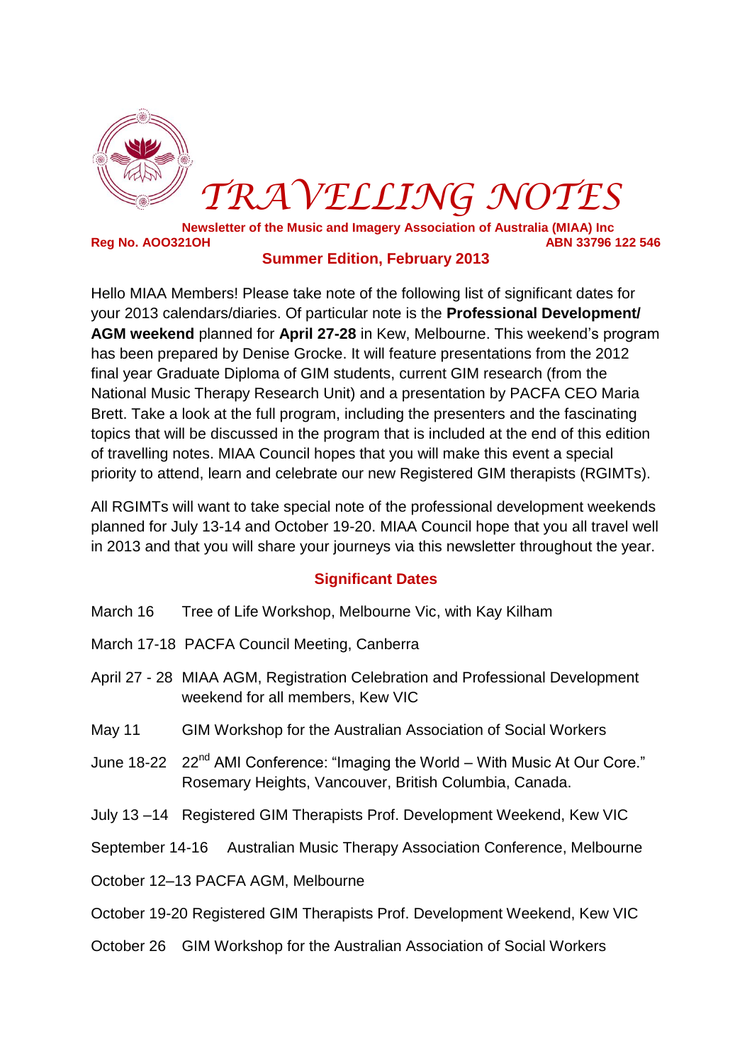# TRAVELLING NOTES

**Newsletter of the Music and Imagery Association of Australia (MIAA) Inc**

**Reg No. AOO321OH** **ABN 33796 122 546**

## Summer Edition, February 2013

Hello MIAA Members! Please take note of the following list of significant dates for your 2013 calendars/diaries. Of particular note is the **Professional Development/ AGM weekend** planned for **April 27-28** in Kew, Melbourne. This weekend's program has been prepared by Denise Grocke. It will feature presentations from the 2012 final year Graduate Diploma of GIM students, current GIM research (from the National Music Therapy Research Unit) and a presentation by PACFA CEO Maria Brett. Take a look at the full program, including the presenters and the fascinating topics that will be discussed in the program that is included at the end of this edition of travelling notes. MIAA Council hopes that you will make this event a special priority to attend, learn and celebrate our new Registered GIM therapists (RGIMTs).

All RGIMTs will want to take special note of the professional development weekends planned for July 13-14 and October 19-20. MIAA Council hope that you all travel well in 2013 and that you will share your journeys via this newsletter throughout the year.

### Significant Dates

March 16 Tree of Life Workshop, Melbourne Vic, with Kay Kilham

March 17-18 PACFA Council Meeting, Canberra

April 27 - 28 MIAA AGM, Registration Celebration and Professional Development weekend for all members, Kew VIC

May 11 GIM Workshop for the Australian Association of Social Workers

June 18-22 22nd AMI Conference: "Imaging the World – With Music At Our Core." Rosemary Heights, Vancouver, British Columbia, Canada.

July 13 –14 Registered GIM Therapists Prof. Development Weekend, Kew VIC

September 14-16 Australian Music Therapy Association Conference, Melbourne

October 12–13 PACFA AGM, Melbourne

October 19-20 Registered GIM Therapists Prof. Development Weekend, Kew VIC

October 26 GIM Workshop for the Australian Association of Social Workers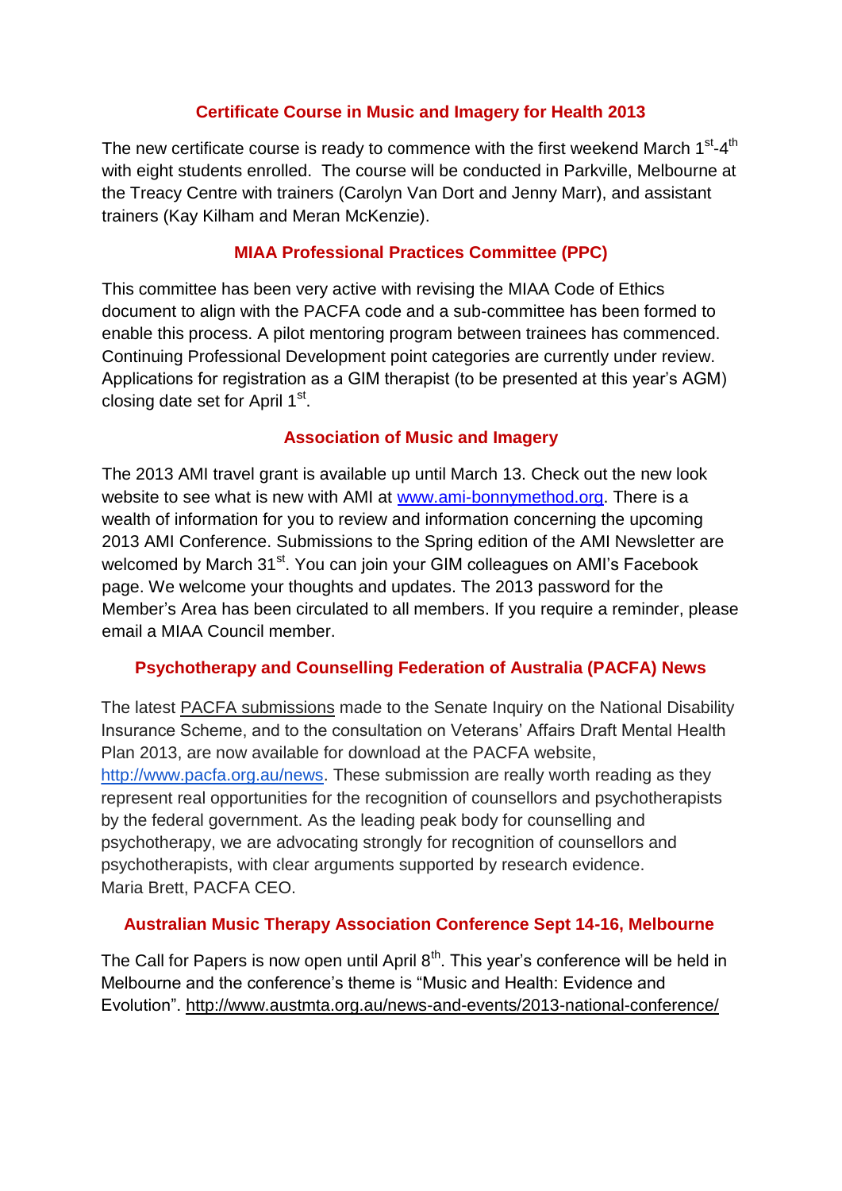## Certificate Course in Music and Imagery for Health 2013

The new certificate course is ready to commence with the first weekend March 1st-4th with eight students enrolled. The course will be conducted in Parkville, Melbourne at the Treacy Centre with trainers (Carolyn Van Dort and Jenny Marr), and assistant trainers (Kay Kilham and Meran McKenzie).

## MIAA Professional Practices Committee (PPC)

This committee has been very active with revising the MIAA Code of Ethics document to align with the PACFA code and a sub-committee has been formed to enable this process. A pilot mentoring program between trainees has commenced. Continuing Professional Development point categories are currently under review. Applications for registration as a GIM therapist (to be presented at this year's AGM) closing date set for April 1st.

## Association of Music and Imagery

The 2013 AMI travel grant is available up until March 13. Check out the new look website to see what is new with AMI at www.ami-bonnymethod.org. There is a wealth of information for you to review and information concerning the upcoming 2013 AMI Conference. Submissions to the Spring edition of the AMI Newsletter are welcomed by March 31st. You can join your GIM colleagues on AMI's Facebook page. We welcome your thoughts and updates. The 2013 password for the Member's Area has been circulated to all members. If you require a reminder, please email a MIAA Council member.

## Psychotherapy and Counselling Federation of Australia (PACFA) News

The latest PACFA submissions made to the Senate Inquiry on the National Disability Insurance Scheme, and to the consultation on Veterans' Affairs Draft Mental Health Plan 2013, are now available for download at the PACFA website, http://www.pacfa.org.au/news. These submission are really worth reading as they represent real opportunities for the recognition of counsellors and psychotherapists by the federal government. As the leading peak body for counselling and psychotherapy, we are advocating strongly for recognition of counsellors and psychotherapists, with clear arguments supported by research evidence.
Maria Brett, PACFA CEO.

## Australian Music Therapy Association Conference Sept 14-16, Melbourne

The Call for Papers is now open until April 8th. This year's conference will be held in Melbourne and the conference's theme is "Music and Health: Evidence and Evolution". http://www.austmta.org.au/news-and-events/2013-national-conference/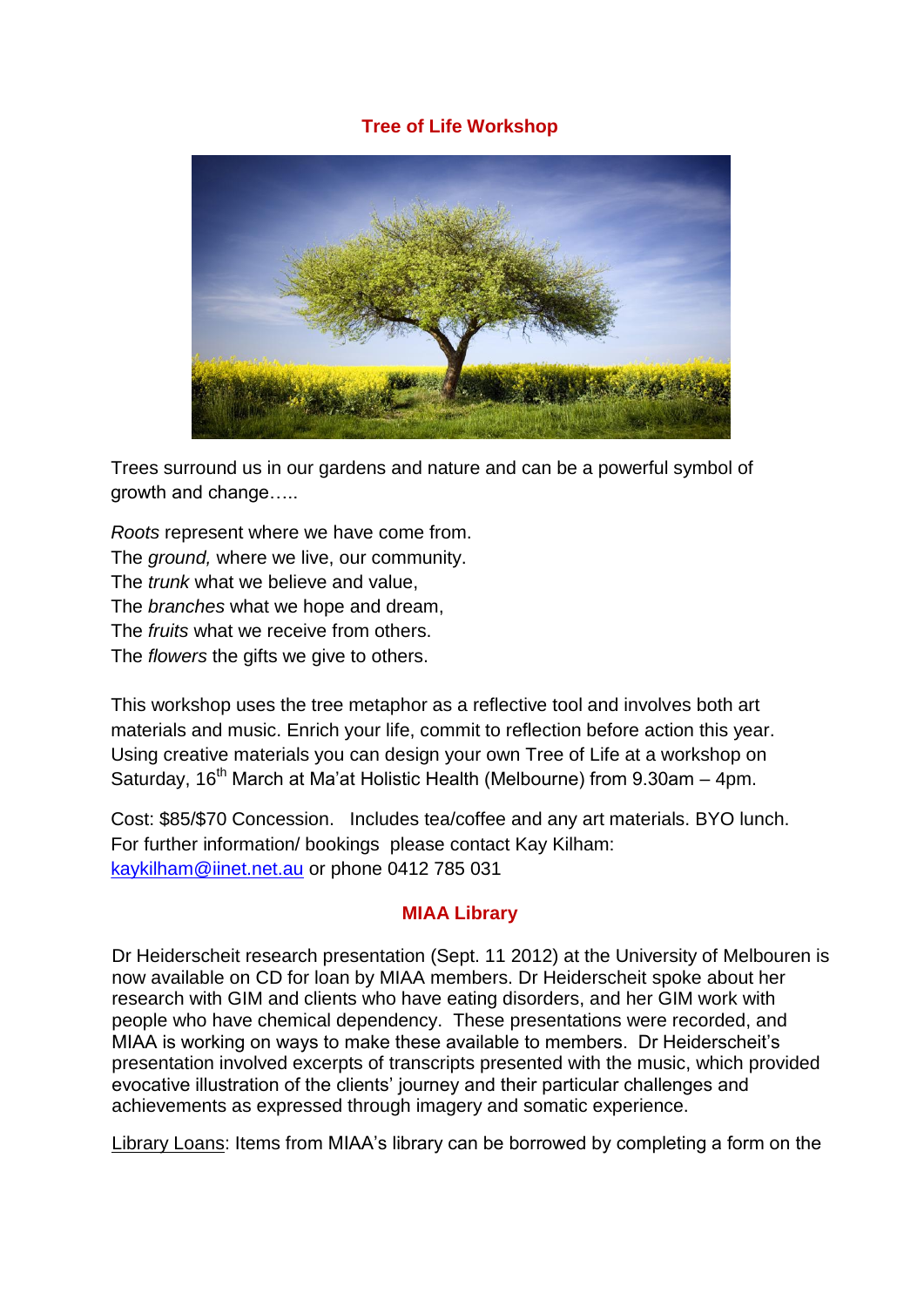## Tree of Life Workshop

Trees surround us in our gardens and nature and can be a powerful symbol of growth and change…..

*Roots* represent where we have come from.
The *ground,* where we live, our community.
The *trunk* what we believe and value,
The *branches* what we hope and dream,
The *fruits* what we receive from others.
The *flowers* the gifts we give to others.

This workshop uses the tree metaphor as a reflective tool and involves both art materials and music. Enrich your life, commit to reflection before action this year. Using creative materials you can design your own Tree of Life at a workshop on Saturday, 16th March at Ma'at Holistic Health (Melbourne) from 9.30am – 4pm.

Cost: $85/$70 Concession. Includes tea/coffee and any art materials. BYO lunch.
For further information/ bookings please contact Kay Kilham:
kaykilham@iinet.net.au or phone 0412 785 031

## MIAA Library

Dr Heiderscheit research presentation (Sept. 11 2012) at the University of Melbouren is now available on CD for loan by MIAA members. Dr Heiderscheit spoke about her research with GIM and clients who have eating disorders, and her GIM work with people who have chemical dependency. These presentations were recorded, and MIAA is working on ways to make these available to members. Dr Heiderscheit's presentation involved excerpts of transcripts presented with the music, which provided evocative illustration of the clients' journey and their particular challenges and achievements as expressed through imagery and somatic experience.

Library Loans: Items from MIAA's library can be borrowed by completing a form on the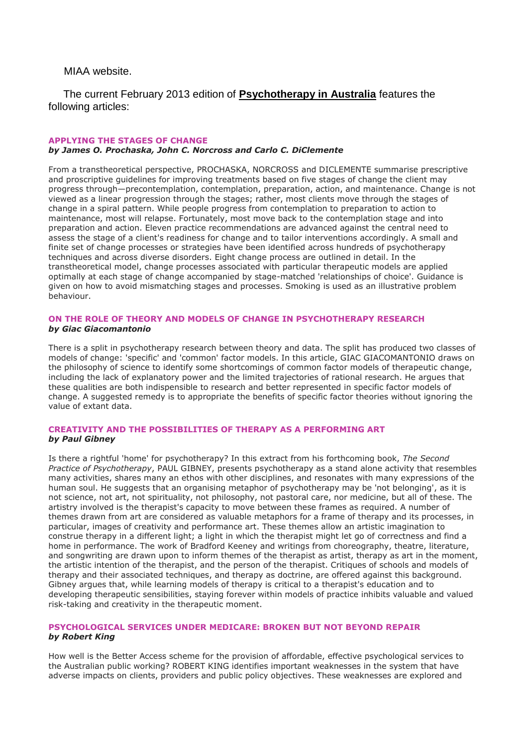MIAA website.

The current February 2013 edition of **Psychotherapy in Australia** features the following articles:

### APPLYING THE STAGES OF CHANGE
***by James O. Prochaska, John C. Norcross and Carlo C. DiClemente***

From a transtheoretical perspective, PROCHASKA, NORCROSS and DICLEMENTE summarise prescriptive and proscriptive guidelines for improving treatments based on five stages of change the client may progress through—precontemplation, contemplation, preparation, action, and maintenance. Change is not viewed as a linear progression through the stages; rather, most clients move through the stages of change in a spiral pattern. While people progress from contemplation to preparation to action to maintenance, most will relapse. Fortunately, most move back to the contemplation stage and into preparation and action. Eleven practice recommendations are advanced against the central need to assess the stage of a client's readiness for change and to tailor interventions accordingly. A small and finite set of change processes or strategies have been identified across hundreds of psychotherapy techniques and across diverse disorders. Eight change process are outlined in detail. In the transtheoretical model, change processes associated with particular therapeutic models are applied optimally at each stage of change accompanied by stage-matched 'relationships of choice'. Guidance is given on how to avoid mismatching stages and processes. Smoking is used as an illustrative problem behaviour.

### ON THE ROLE OF THEORY AND MODELS OF CHANGE IN PSYCHOTHERAPY RESEARCH
***by Giac Giacomantonio***

There is a split in psychotherapy research between theory and data. The split has produced two classes of models of change: 'specific' and 'common' factor models. In this article, GIAC GIACOMANTONIO draws on the philosophy of science to identify some shortcomings of common factor models of therapeutic change, including the lack of explanatory power and the limited trajectories of rational research. He argues that these qualities are both indispensible to research and better represented in specific factor models of change. A suggested remedy is to appropriate the benefits of specific factor theories without ignoring the value of extant data.

### CREATIVITY AND THE POSSIBILITIES OF THERAPY AS A PERFORMING ART
***by Paul Gibney***

Is there a rightful 'home' for psychotherapy? In this extract from his forthcoming book, *The Second Practice of Psychotherapy*, PAUL GIBNEY, presents psychotherapy as a stand alone activity that resembles many activities, shares many an ethos with other disciplines, and resonates with many expressions of the human soul. He suggests that an organising metaphor of psychotherapy may be 'not belonging', as it is not science, not art, not spirituality, not philosophy, not pastoral care, nor medicine, but all of these. The artistry involved is the therapist's capacity to move between these frames as required. A number of themes drawn from art are considered as valuable metaphors for a frame of therapy and its processes, in particular, images of creativity and performance art. These themes allow an artistic imagination to construe therapy in a different light; a light in which the therapist might let go of correctness and find a home in performance. The work of Bradford Keeney and writings from choreography, theatre, literature, and songwriting are drawn upon to inform themes of the therapist as artist, therapy as art in the moment, the artistic intention of the therapist, and the person of the therapist. Critiques of schools and models of therapy and their associated techniques, and therapy as doctrine, are offered against this background. Gibney argues that, while learning models of therapy is critical to a therapist's education and to developing therapeutic sensibilities, staying forever within models of practice inhibits valuable and valued risk-taking and creativity in the therapeutic moment.

### PSYCHOLOGICAL SERVICES UNDER MEDICARE: BROKEN BUT NOT BEYOND REPAIR
***by Robert King***

How well is the Better Access scheme for the provision of affordable, effective psychological services to the Australian public working? ROBERT KING identifies important weaknesses in the system that have adverse impacts on clients, providers and public policy objectives. These weaknesses are explored and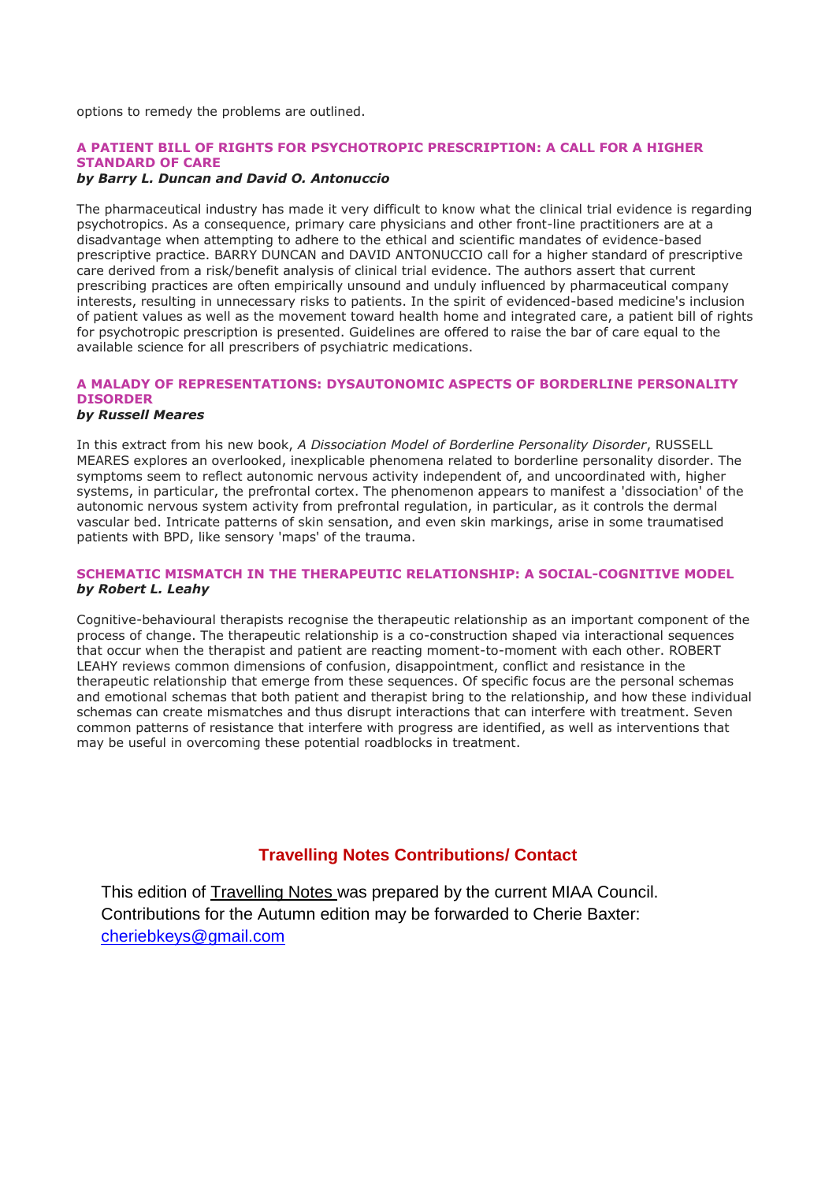options to remedy the problems are outlined.

### A PATIENT BILL OF RIGHTS FOR PSYCHOTROPIC PRESCRIPTION: A CALL FOR A HIGHER STANDARD OF CARE

***by Barry L. Duncan and David O. Antonuccio***

The pharmaceutical industry has made it very difficult to know what the clinical trial evidence is regarding psychotropics. As a consequence, primary care physicians and other front-line practitioners are at a disadvantage when attempting to adhere to the ethical and scientific mandates of evidence-based prescriptive practice. BARRY DUNCAN and DAVID ANTONUCCIO call for a higher standard of prescriptive care derived from a risk/benefit analysis of clinical trial evidence. The authors assert that current prescribing practices are often empirically unsound and unduly influenced by pharmaceutical company interests, resulting in unnecessary risks to patients. In the spirit of evidenced-based medicine's inclusion of patient values as well as the movement toward health home and integrated care, a patient bill of rights for psychotropic prescription is presented. Guidelines are offered to raise the bar of care equal to the available science for all prescribers of psychiatric medications.

### A MALADY OF REPRESENTATIONS: DYSAUTONOMIC ASPECTS OF BORDERLINE PERSONALITY DISORDER

***by Russell Meares***

In this extract from his new book, *A Dissociation Model of Borderline Personality Disorder*, RUSSELL MEARES explores an overlooked, inexplicable phenomena related to borderline personality disorder. The symptoms seem to reflect autonomic nervous activity independent of, and uncoordinated with, higher systems, in particular, the prefrontal cortex. The phenomenon appears to manifest a 'dissociation' of the autonomic nervous system activity from prefrontal regulation, in particular, as it controls the dermal vascular bed. Intricate patterns of skin sensation, and even skin markings, arise in some traumatised patients with BPD, like sensory 'maps' of the trauma.

### SCHEMATIC MISMATCH IN THE THERAPEUTIC RELATIONSHIP: A SOCIAL-COGNITIVE MODEL

***by Robert L. Leahy***

Cognitive-behavioural therapists recognise the therapeutic relationship as an important component of the process of change. The therapeutic relationship is a co-construction shaped via interactional sequences that occur when the therapist and patient are reacting moment-to-moment with each other. ROBERT LEAHY reviews common dimensions of confusion, disappointment, conflict and resistance in the therapeutic relationship that emerge from these sequences. Of specific focus are the personal schemas and emotional schemas that both patient and therapist bring to the relationship, and how these individual schemas can create mismatches and thus disrupt interactions that can interfere with treatment. Seven common patterns of resistance that interfere with progress are identified, as well as interventions that may be useful in overcoming these potential roadblocks in treatment.

## Travelling Notes Contributions/ Contact

This edition of Travelling Notes was prepared by the current MIAA Council. Contributions for the Autumn edition may be forwarded to Cherie Baxter: cheriebkeys@gmail.com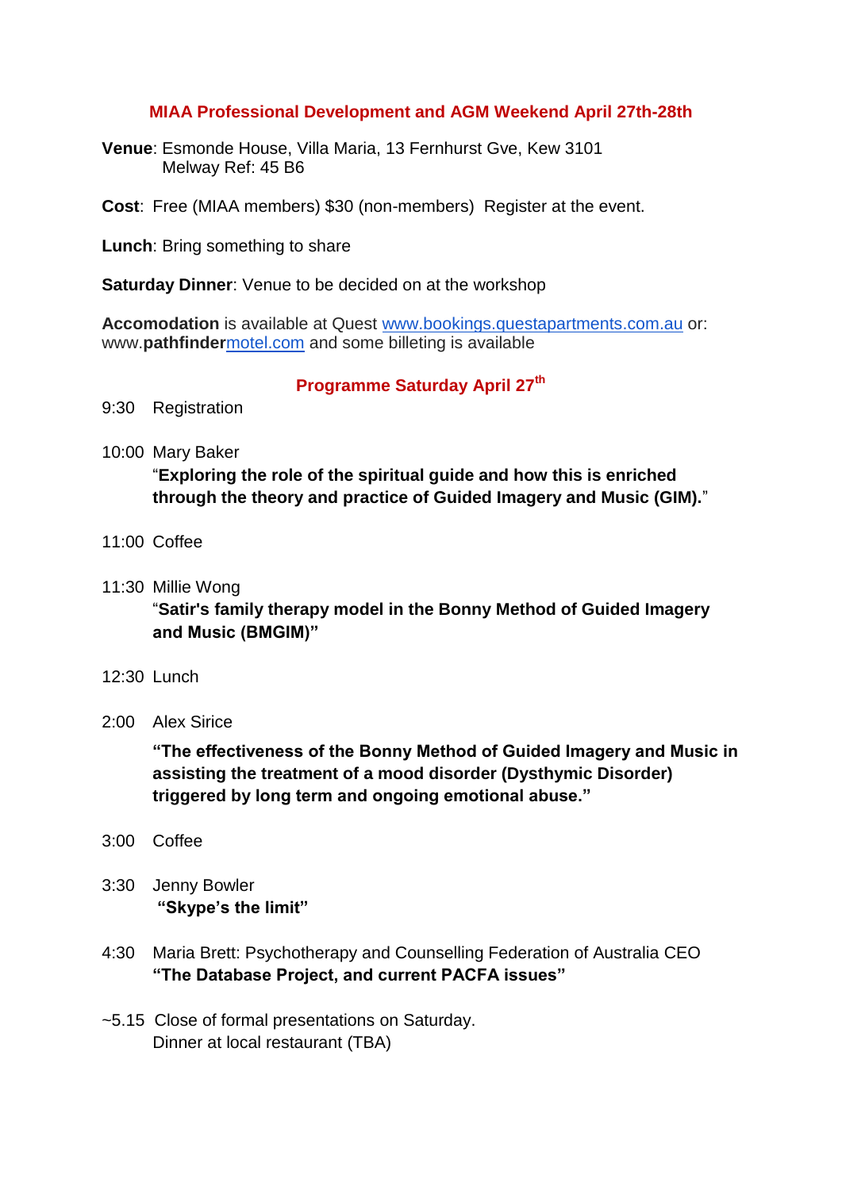## MIAA Professional Development and AGM Weekend April 27th-28th

**Venue**: Esmonde House, Villa Maria, 13 Fernhurst Gve, Kew 3101
Melway Ref: 45 B6

**Cost**: Free (MIAA members) $30 (non-members) Register at the event.

**Lunch**: Bring something to share

**Saturday Dinner**: Venue to be decided on at the workshop

**Accomodation** is available at Quest www.bookings.questapartments.com.au or: www.**pathfinder**motel.com and some billeting is available

### Programme Saturday April 27th

9:30 Registration

10:00 Mary Baker
"**Exploring the role of the spiritual guide and how this is enriched through the theory and practice of Guided Imagery and Music (GIM).**"

11:00 Coffee

11:30 Millie Wong
"**Satir's family therapy model in the Bonny Method of Guided Imagery and Music (BMGIM)"**

12:30 Lunch

2:00 Alex Sirice

**"The effectiveness of the Bonny Method of Guided Imagery and Music in assisting the treatment of a mood disorder (Dysthymic Disorder) triggered by long term and ongoing emotional abuse."**

3:00 Coffee

3:30 Jenny Bowler
**"Skype's the limit"**

4:30 Maria Brett: Psychotherapy and Counselling Federation of Australia CEO
**"The Database Project, and current PACFA issues"**

~5.15 Close of formal presentations on Saturday.
Dinner at local restaurant (TBA)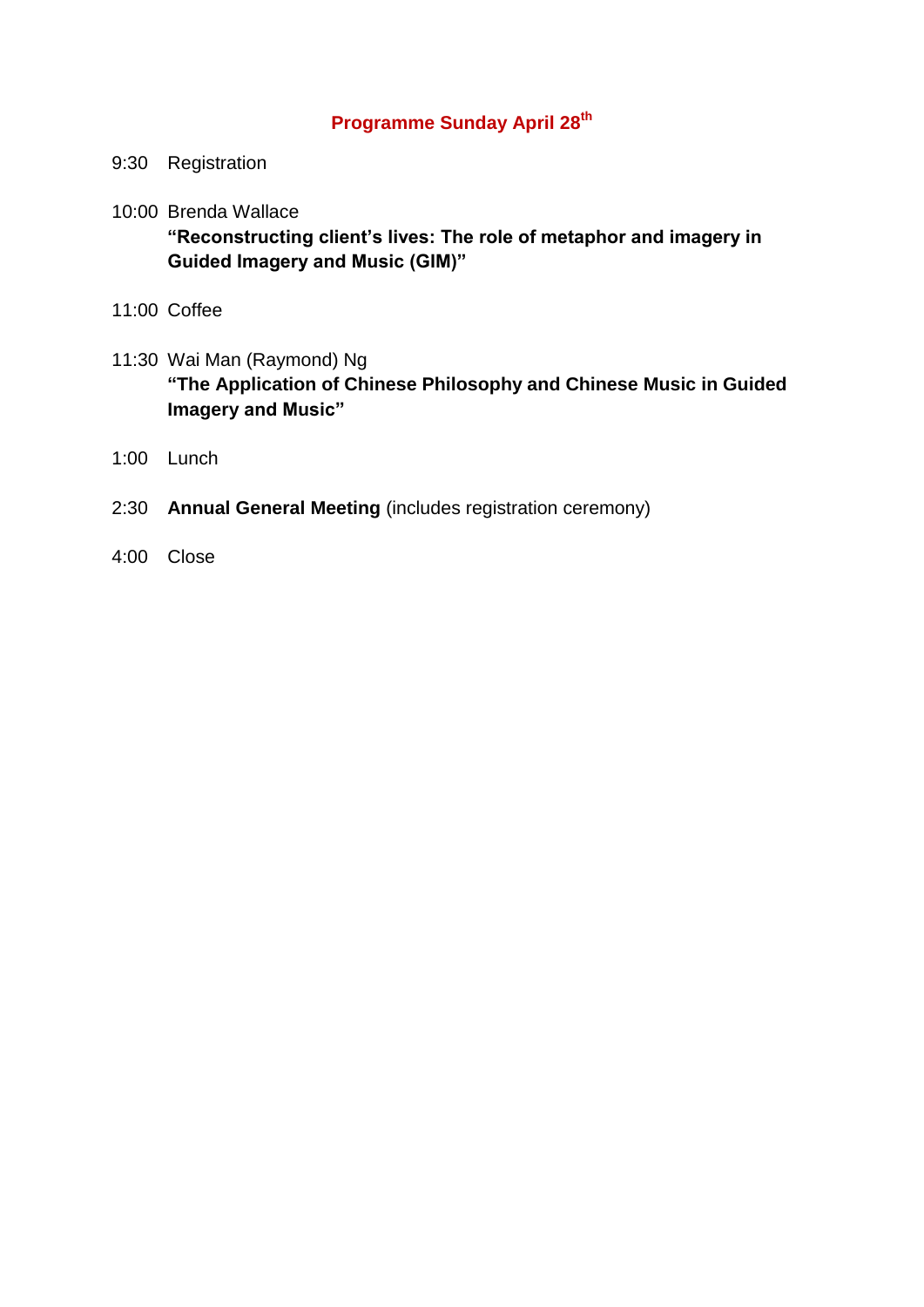## Programme Sunday April 28th

9:30 Registration

10:00 Brenda Wallace
**"Reconstructing client's lives: The role of metaphor and imagery in Guided Imagery and Music (GIM)"**

11:00 Coffee

11:30 Wai Man (Raymond) Ng
**"The Application of Chinese Philosophy and Chinese Music in Guided Imagery and Music"**

1:00 Lunch

2:30 **Annual General Meeting** (includes registration ceremony)

4:00 Close